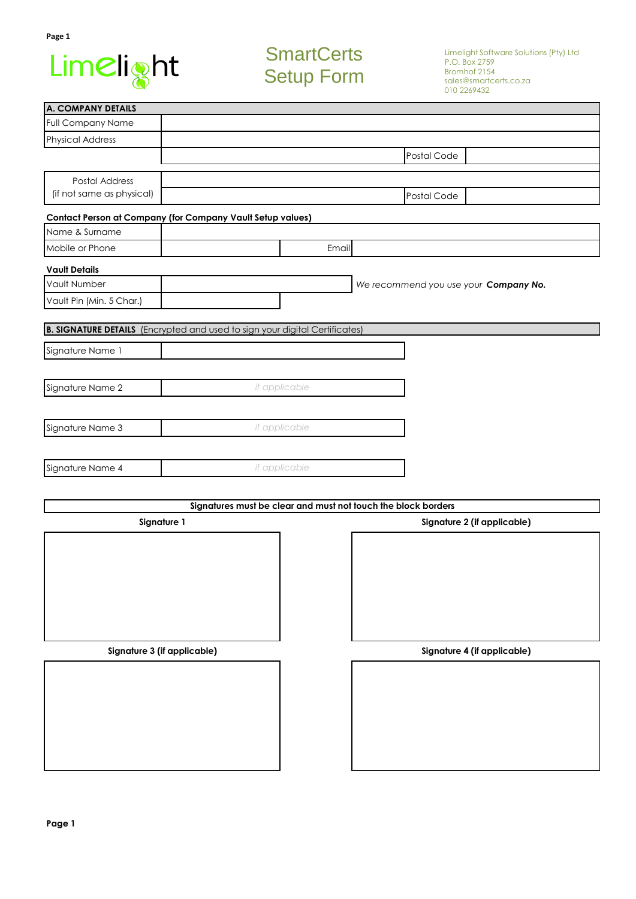Limelight

# SmartCerts Setup Form

Limelight Software Solutions (Pty) Ltd
P.O. Box 2759
Bromhof 2154
sales@smartcerts.co.za
010 2269432

## A. COMPANY DETAILS

| Field | Value | | |
|---|---|---|---|
| Full Company Name | | | |
| Physical Address | | | |
| | | Postal Code | |
| Postal Address (if not same as physical) | | | |
| | | Postal Code | |

**Contact Person at Company (for Company Vault Setup values)**

| Field | Value | | |
|---|---|---|---|
| Name & Surname | | | |
| Mobile or Phone | | Email | |

**Vault Details**

| Field | Value | |
|---|---|---|
| Vault Number | | *We recommend you use your* ***Company No.*** |
| Vault Pin (Min. 5 Char.) | | |

## B. SIGNATURE DETAILS (Encrypted and used to sign your digital Certificates)

| Field | Value |
|---|---|
| Signature Name 1 | |
| Signature Name 2 | *if applicable* |
| Signature Name 3 | *if applicable* |
| Signature Name 4 | *if applicable* |

**Signatures must be clear and must not touch the block borders**

| **Signature 1** | **Signature 2 (if applicable)** |
|---|---|
| | |

| **Signature 3 (if applicable)** | **Signature 4 (if applicable)** |
|---|---|
| | |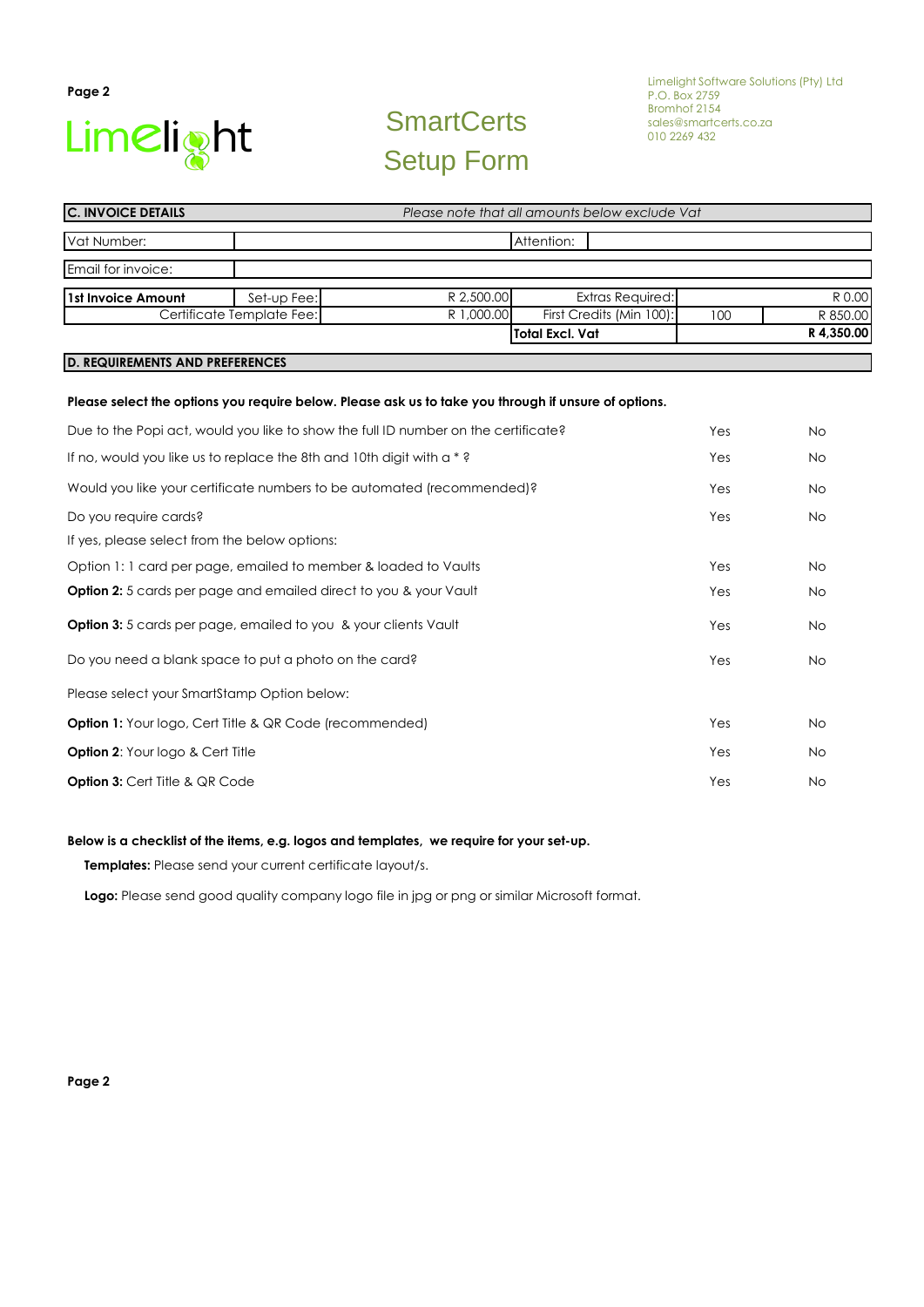# SmartCerts Setup Form

Limelight Software Solutions (Pty) Ltd
P.O. Box 2759
Bromhof 2154
sales@smartcerts.co.za
010 2269 432

## C. INVOICE DETAILS

*Please note that all amounts below exclude Vat*

| Vat Number: | | Attention: | |
|---|---|---|---|
| Email for invoice: | | | |

| **1st Invoice Amount** | Set-up Fee: | R 2,500.00 | Extras Required: | | R 0.00 |
|---|---|---|---|---|---|
| Certificate Template Fee: | | R 1,000.00 | First Credits (Min 100): | 100 | R 850.00 |
| | | | **Total Excl. Vat** | | **R 4,350.00** |

## D. REQUIREMENTS AND PREFERENCES

**Please select the options you require below. Please ask us to take you through if unsure of options.**

| | | |
|---|---|---|
| Due to the Popi act, would you like to show the full ID number on the certificate? | Yes | No |
| If no, would you like us to replace the 8th and 10th digit with a * ? | Yes | No |
| Would you like your certificate numbers to be automated (recommended)? | Yes | No |
| Do you require cards? | Yes | No |
| If yes, please select from the below options: | | |
| Option 1: 1 card per page, emailed to member & loaded to Vaults | Yes | No |
| **Option 2:** 5 cards per page and emailed direct to you & your Vault | Yes | No |
| **Option 3:** 5 cards per page, emailed to you & your clients Vault | Yes | No |
| Do you need a blank space to put a photo on the card? | Yes | No |
| Please select your SmartStamp Option below: | | |
| **Option 1:** Your logo, Cert Title & QR Code (recommended) | Yes | No |
| **Option 2**: Your logo & Cert Title | Yes | No |
| **Option 3:** Cert Title & QR Code | Yes | No |

**Below is a checklist of the items, e.g. logos and templates, we require for your set-up.**

**Templates:** Please send your current certificate layout/s.

**Logo:** Please send good quality company logo file in jpg or png or similar Microsoft format.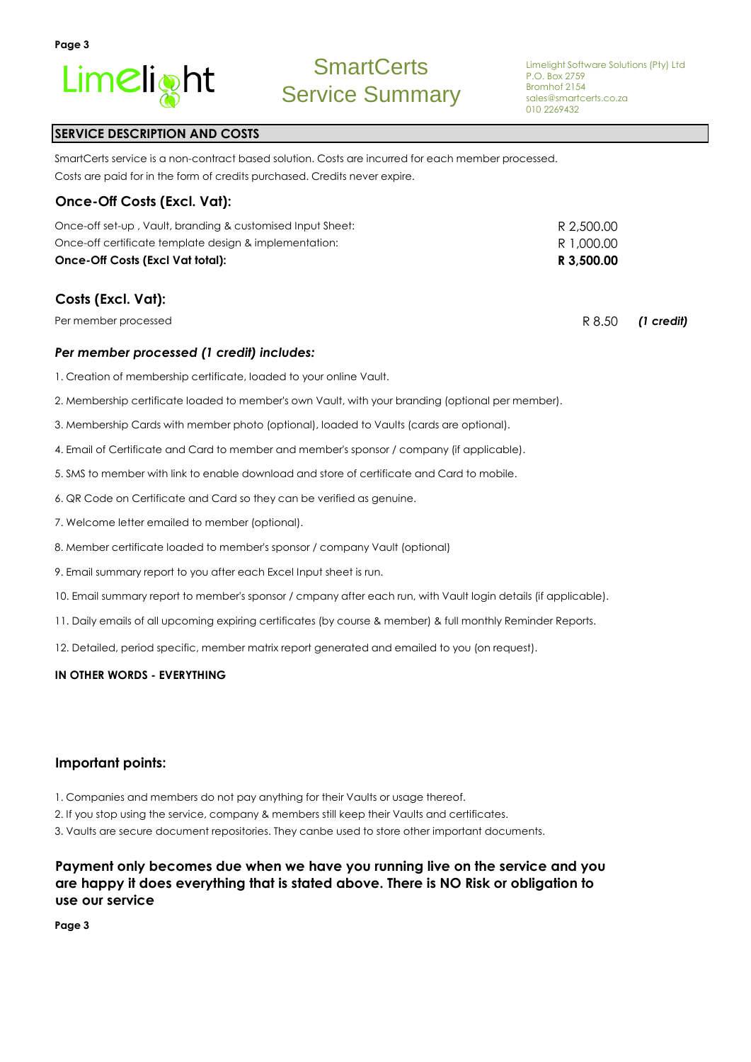# SmartCerts Service Summary

Limelight Software Solutions (Pty) Ltd
P.O. Box 2759
Bromhof 2154
sales@smartcerts.co.za
010 2269432

## SERVICE DESCRIPTION AND COSTS

SmartCerts service is a non-contract based solution. Costs are incurred for each member processed.
Costs are paid for in the form of credits purchased. Credits never expire.

### Once-Off Costs (Excl. Vat):

| | |
|---|---|
| Once-off set-up , Vault, branding & customised Input Sheet: | R 2,500.00 |
| Once-off certificate template design & implementation: | R 1,000.00 |
| **Once-Off Costs (Excl Vat total):** | **R 3,500.00** |

### Costs (Excl. Vat):

| | | |
|---|---|---|
| Per member processed | R 8.50 | ***(1 credit)*** |

### *Per member processed (1 credit) includes:*

1. Creation of membership certificate, loaded to your online Vault.
2. Membership certificate loaded to member's own Vault, with your branding (optional per member).
3. Membership Cards with member photo (optional), loaded to Vaults (cards are optional).
4. Email of Certificate and Card to member and member's sponsor / company (if applicable).
5. SMS to member with link to enable download and store of certificate and Card to mobile.
6. QR Code on Certificate and Card so they can be verified as genuine.
7. Welcome letter emailed to member (optional).
8. Member certificate loaded to member's sponsor / company Vault (optional)
9. Email summary report to you after each Excel Input sheet is run.
10. Email summary report to member's sponsor / cmpany after each run, with Vault login details (if applicable).
11. Daily emails of all upcoming expiring certificates (by course & member) & full monthly Reminder Reports.
12. Detailed, period specific, member matrix report generated and emailed to you (on request).

**IN OTHER WORDS - EVERYTHING**

### Important points:

1. Companies and members do not pay anything for their Vaults or usage thereof.
2. If you stop using the service, company & members still keep their Vaults and certificates.
3. Vaults are secure document repositories. They canbe used to store other important documents.

**Payment only becomes due when we have you running live on the service and you are happy it does everything that is stated above. There is NO Risk or obligation to use our service**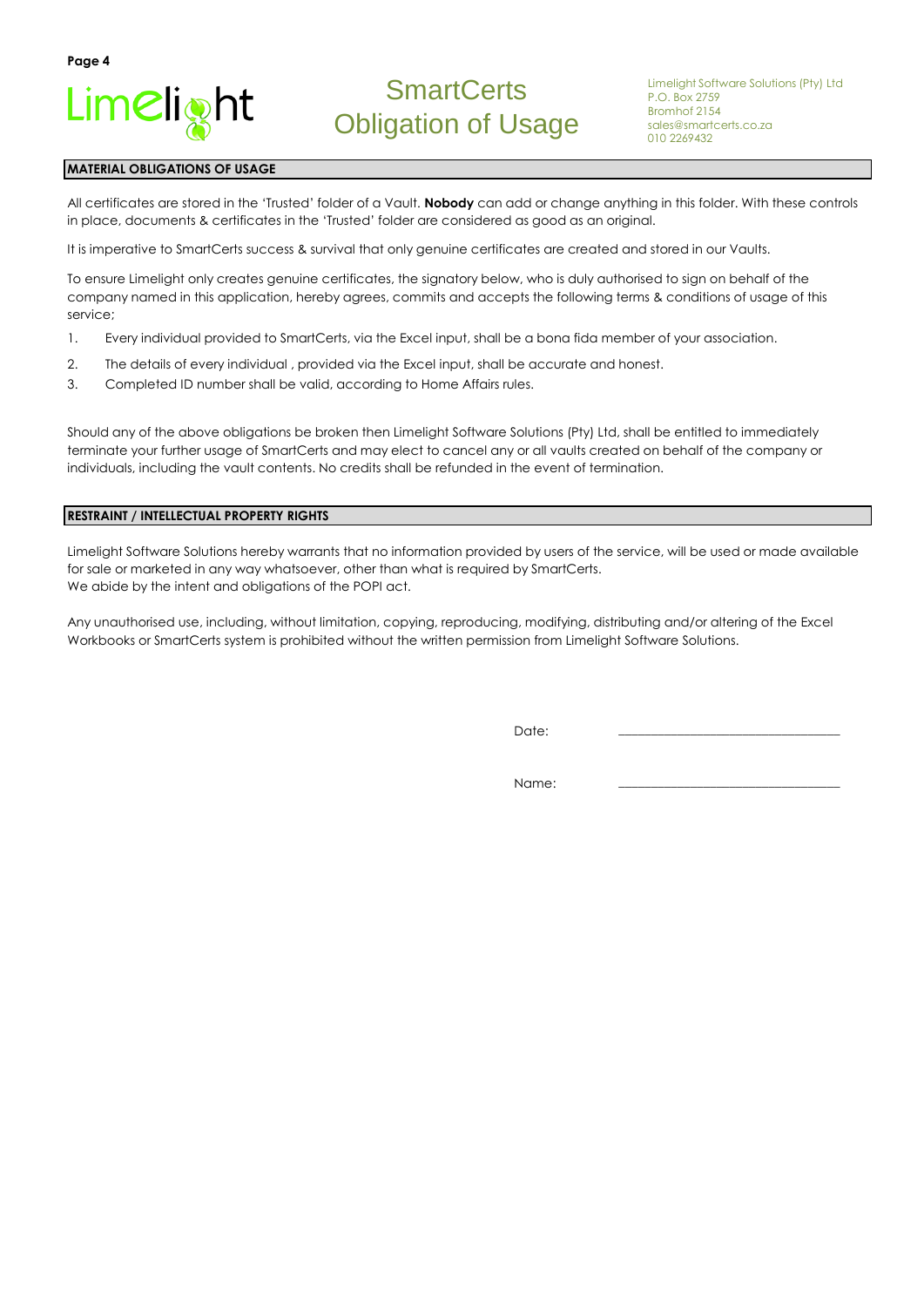Limelight

# SmartCerts Obligation of Usage

Limelight Software Solutions (Pty) Ltd
P.O. Box 2759
Bromhof 2154
sales@smartcerts.co.za
010 2269432

## MATERIAL OBLIGATIONS OF USAGE

All certificates are stored in the 'Trusted' folder of a Vault. **Nobody** can add or change anything in this folder. With these controls in place, documents & certificates in the 'Trusted' folder are considered as good as an original.

It is imperative to SmartCerts success & survival that only genuine certificates are created and stored in our Vaults.

To ensure Limelight only creates genuine certificates, the signatory below, who is duly authorised to sign on behalf of the company named in this application, hereby agrees, commits and accepts the following terms & conditions of usage of this service;

1. Every individual provided to SmartCerts, via the Excel input, shall be a bona fida member of your association.
2. The details of every individual , provided via the Excel input, shall be accurate and honest.
3. Completed ID number shall be valid, according to Home Affairs rules.

Should any of the above obligations be broken then Limelight Software Solutions (Pty) Ltd, shall be entitled to immediately terminate your further usage of SmartCerts and may elect to cancel any or all vaults created on behalf of the company or individuals, including the vault contents. No credits shall be refunded in the event of termination.

## RESTRAINT / INTELLECTUAL PROPERTY RIGHTS

Limelight Software Solutions hereby warrants that no information provided by users of the service, will be used or made available for sale or marketed in any way whatsoever, other than what is required by SmartCerts.
We abide by the intent and obligations of the POPI act.

Any unauthorised use, including, without limitation, copying, reproducing, modifying, distributing and/or altering of the Excel Workbooks or SmartCerts system is prohibited without the written permission from Limelight Software Solutions.

Date: ______________________________

Name: ______________________________